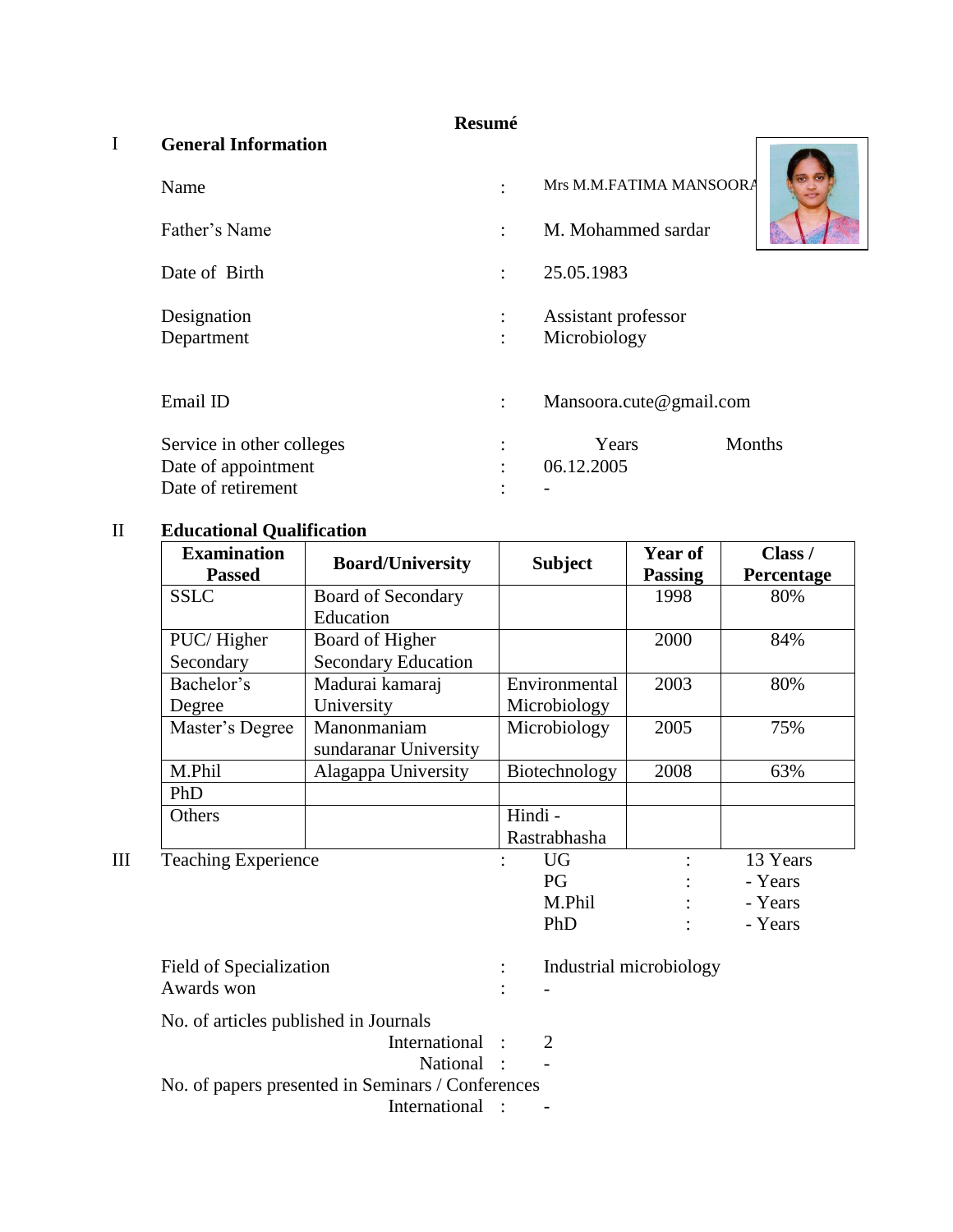**Resumé**

## I General Information

Name : Mrs M.M.FATIMA MANSOORA

Father's Name : M. Mohammed sardar

Date of Birth : 25.05.1983

Designation : Assistant professor
Department : Microbiology

Email ID : Mansoora.cute@gmail.com

Service in other colleges : Years Months
Date of appointment : 06.12.2005
Date of retirement : -

## II Educational Qualification

| Examination Passed | Board/University | Subject | Year of Passing | Class / Percentage |
|---|---|---|---|---|
| SSLC | Board of Secondary Education | | 1998 | 80% |
| PUC/ Higher Secondary | Board of Higher Secondary Education | | 2000 | 84% |
| Bachelor's Degree | Madurai kamaraj University | Environmental Microbiology | 2003 | 80% |
| Master's Degree | Manonmaniam sundaranar University | Microbiology | 2005 | 75% |
| M.Phil | Alagappa University | Biotechnology | 2008 | 63% |
| PhD | | | | |
| Others | | Hindi - Rastrabhasha | | |

## III Teaching Experience

Teaching Experience :
- UG : 13 Years
- PG : - Years
- M.Phil : - Years
- PhD : - Years

Field of Specialization : Industrial microbiology
Awards won : -

No. of articles published in Journals
- International : 2
- National : -

No. of papers presented in Seminars / Conferences
- International : -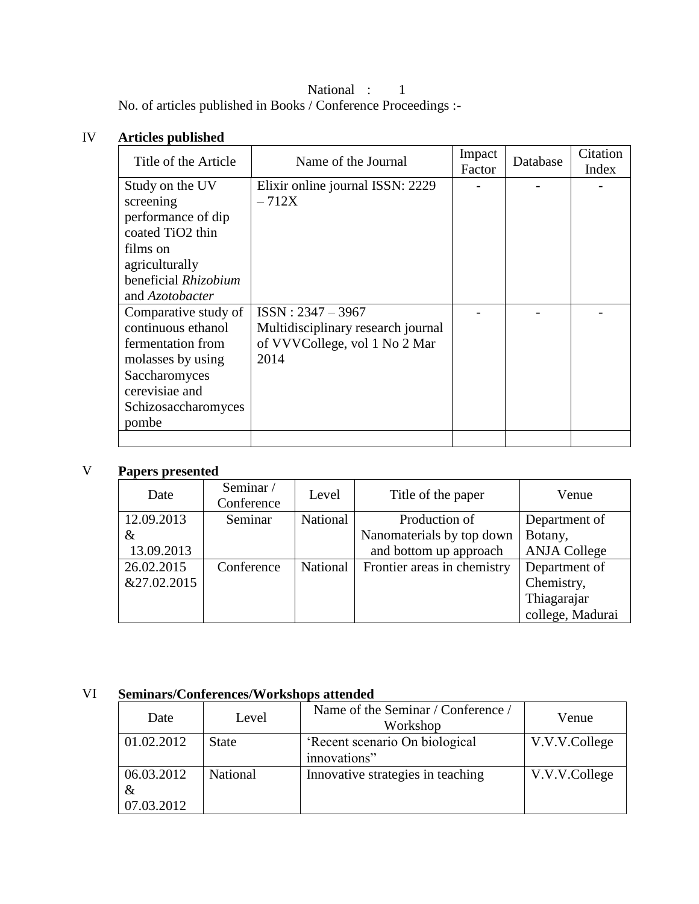National : 1

No. of articles published in Books / Conference Proceedings :-

## IV **Articles published**

| Title of the Article | Name of the Journal | Impact Factor | Database | Citation Index |
|---|---|---|---|---|
| Study on the UV screening performance of dip coated $TiO_2$ thin films on agriculturally beneficial *Rhizobium* and *Azotobacter* | Elixir online journal ISSN: 2229 – 712X | - | - | - |
| Comparative study of continuous ethanol fermentation from molasses by using Saccharomyces cerevisiae and Schizosaccharomyces pombe | ISSN : 2347 – 3967 Multidisciplinary research journal of VVVCollege, vol 1 No 2 Mar 2014 | - | - | - |
| | | | | |

## V **Papers presented**

| Date | Seminar / Conference | Level | Title of the paper | Venue |
|---|---|---|---|---|
| 12.09.2013 & 13.09.2013 | Seminar | National | Production of Nanomaterials by top down and bottom up approach | Department of Botany, ANJA College |
| 26.02.2015 &27.02.2015 | Conference | National | Frontier areas in chemistry | Department of Chemistry, Thiagarajar college, Madurai |

## VI **Seminars/Conferences/Workshops attended**

| Date | Level | Name of the Seminar / Conference / Workshop | Venue |
|---|---|---|---|
| 01.02.2012 | State | 'Recent scenario On biological innovations" | V.V.V.College |
| 06.03.2012 & 07.03.2012 | National | Innovative strategies in teaching | V.V.V.College |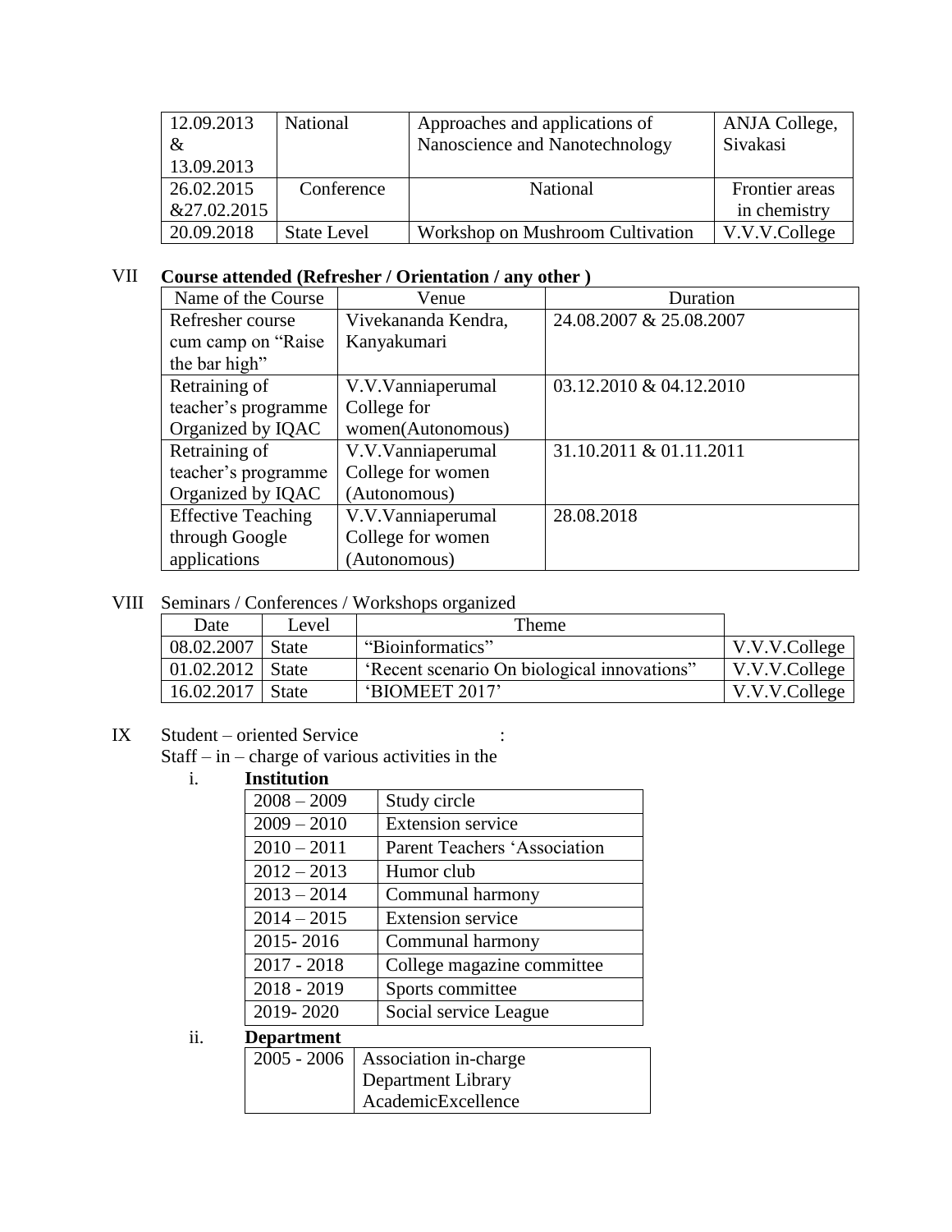| 12.09.2013 & 13.09.2013 | National | Approaches and applications of Nanoscience and Nanotechnology | ANJA College, Sivakasi |
|---|---|---|---|
| 26.02.2015 &27.02.2015 | Conference | National | Frontier areas in chemistry |
| 20.09.2018 | State Level | Workshop on Mushroom Cultivation | V.V.V.College |

VII **Course attended (Refresher / Orientation / any other )**

| Name of the Course | Venue | Duration |
|---|---|---|
| Refresher course cum camp on "Raise the bar high" | Vivekananda Kendra, Kanyakumari | 24.08.2007 & 25.08.2007 |
| Retraining of teacher's programme Organized by IQAC | V.V.Vanniaperumal College for women(Autonomous) | 03.12.2010 & 04.12.2010 |
| Retraining of teacher's programme Organized by IQAC | V.V.Vanniaperumal College for women (Autonomous) | 31.10.2011 & 01.11.2011 |
| Effective Teaching through Google applications | V.V.Vanniaperumal College for women (Autonomous) | 28.08.2018 |

VIII Seminars / Conferences / Workshops organized

| Date | Level | Theme | |
|---|---|---|---|
| 08.02.2007 | State | "Bioinformatics" | V.V.V.College |
| 01.02.2012 | State | 'Recent scenario On biological innovations" | V.V.V.College |
| 16.02.2017 | State | 'BIOMEET 2017' | V.V.V.College |

IX Student – oriented Service :

Staff – in – charge of various activities in the

i. **Institution**

| | |
|---|---|
| 2008 – 2009 | Study circle |
| 2009 – 2010 | Extension service |
| 2010 – 2011 | Parent Teachers 'Association |
| 2012 – 2013 | Humor club |
| 2013 – 2014 | Communal harmony |
| 2014 – 2015 | Extension service |
| 2015- 2016 | Communal harmony |
| 2017 - 2018 | College magazine committee |
| 2018 - 2019 | Sports committee |
| 2019- 2020 | Social service League |

ii. **Department**

| | |
|---|---|
| 2005 - 2006 | Association in-charge<br>Department Library<br>AcademicExcellence |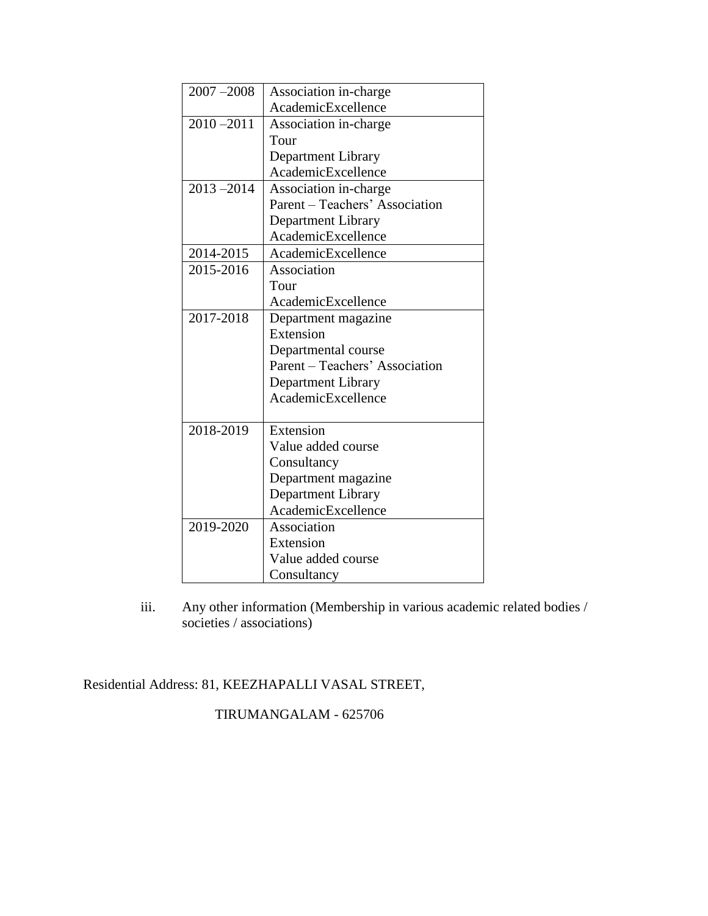| | |
|---|---|
| 2007 –2008 | Association in-charge<br>AcademicExcellence |
| 2010 –2011 | Association in-charge<br>Tour<br>Department Library<br>AcademicExcellence |
| 2013 –2014 | Association in-charge<br>Parent – Teachers' Association<br>Department Library<br>AcademicExcellence |
| 2014-2015 | AcademicExcellence |
| 2015-2016 | Association<br>Tour<br>AcademicExcellence |
| 2017-2018 | Department magazine<br>Extension<br>Departmental course<br>Parent – Teachers' Association<br>Department Library<br>AcademicExcellence |
| 2018-2019 | Extension<br>Value added course<br>Consultancy<br>Department magazine<br>Department Library<br>AcademicExcellence |
| 2019-2020 | Association<br>Extension<br>Value added course<br>Consultancy |

iii. Any other information (Membership in various academic related bodies / societies / associations)

Residential Address: 81, KEEZHAPALLI VASAL STREET,

TIRUMANGALAM - 625706